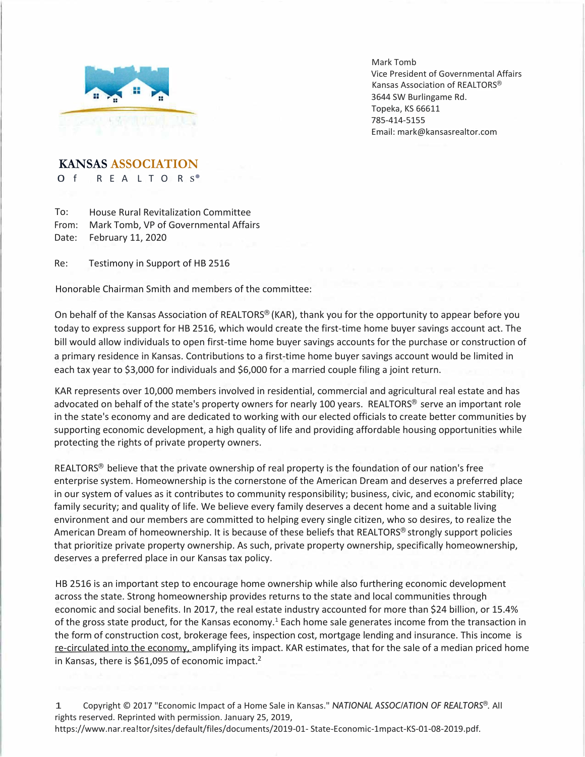Mark Tomb
Vice President of Governmental Affairs
Kansas Association of REALTORS®
3644 SW Burlingame Rd.
Topeka, KS 66611
785-414-5155
Email: mark@kansasrealtor.com

**KANSAS ASSOCIATION of REALTORS®**

To: House Rural Revitalization Committee
From: Mark Tomb, VP of Governmental Affairs
Date: February 11, 2020

Re: Testimony in Support of HB 2516

Honorable Chairman Smith and members of the committee:

On behalf of the Kansas Association of REALTORS® (KAR), thank you for the opportunity to appear before you today to express support for HB 2516, which would create the first-time home buyer savings account act. The bill would allow individuals to open first-time home buyer savings accounts for the purchase or construction of a primary residence in Kansas. Contributions to a first-time home buyer savings account would be limited in each tax year to $3,000 for individuals and $6,000 for a married couple filing a joint return.

KAR represents over 10,000 members involved in residential, commercial and agricultural real estate and has advocated on behalf of the state's property owners for nearly 100 years. REALTORS® serve an important role in the state's economy and are dedicated to working with our elected officials to create better communities by supporting economic development, a high quality of life and providing affordable housing opportunities while protecting the rights of private property owners.

REALTORS® believe that the private ownership of real property is the foundation of our nation's free enterprise system. Homeownership is the cornerstone of the American Dream and deserves a preferred place in our system of values as it contributes to community responsibility; business, civic, and economic stability; family security; and quality of life. We believe every family deserves a decent home and a suitable living environment and our members are committed to helping every single citizen, who so desires, to realize the American Dream of homeownership. It is because of these beliefs that REALTORS® strongly support policies that prioritize private property ownership. As such, private property ownership, specifically homeownership, deserves a preferred place in our Kansas tax policy.

HB 2516 is an important step to encourage home ownership while also furthering economic development across the state. Strong homeownership provides returns to the state and local communities through economic and social benefits. In 2017, the real estate industry accounted for more than $24 billion, or 15.4% of the gross state product, for the Kansas economy.[1] Each home sale generates income from the transaction in the form of construction cost, brokerage fees, inspection cost, mortgage lending and insurance. This income is re-circulated into the economy, amplifying its impact. KAR estimates, that for the sale of a median priced home in Kansas, there is $61,095 of economic impact.[2]

1 Copyright © 2017 "Economic Impact of a Home Sale in Kansas." *NATIONAL ASSOCIATION OF REALTORS®*. All rights reserved. Reprinted with permission. January 25, 2019, https://www.nar.rea!tor/sites/default/files/documents/2019-01- State-Economic-1mpact-KS-01-08-2019.pdf.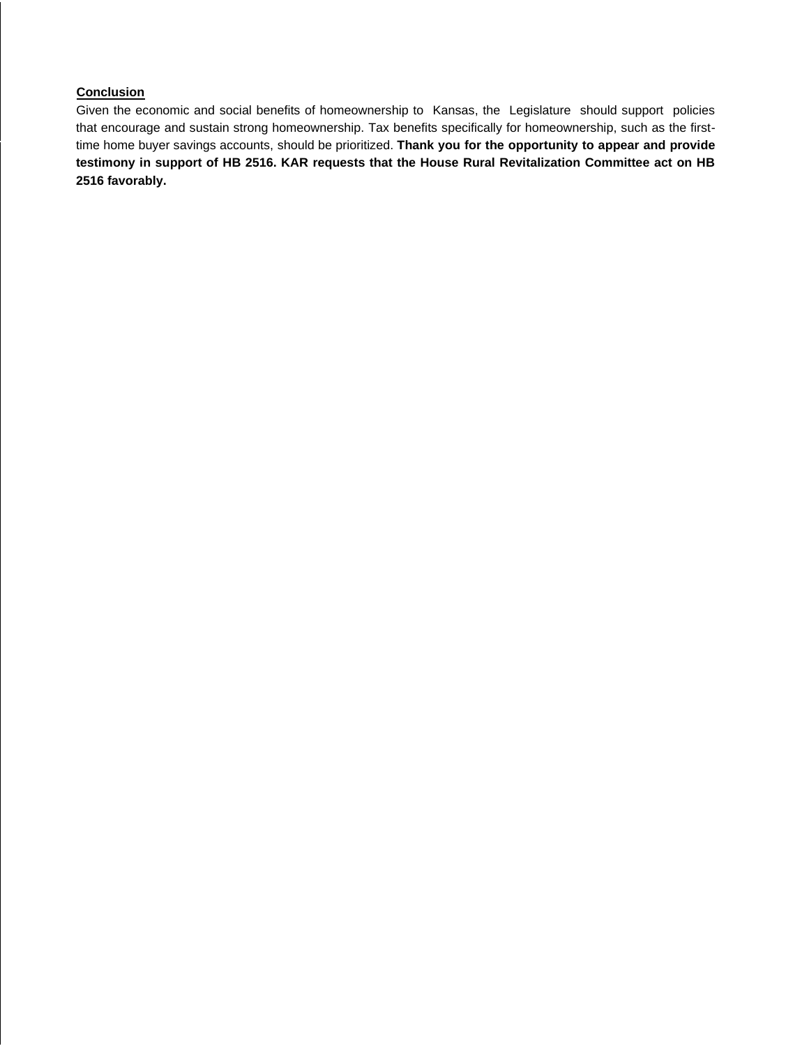**Conclusion**

Given the economic and social benefits of homeownership to Kansas, the Legislature should support policies that encourage and sustain strong homeownership. Tax benefits specifically for homeownership, such as the first-time home buyer savings accounts, should be prioritized. **Thank you for the opportunity to appear and provide testimony in support of HB 2516. KAR requests that the House Rural Revitalization Committee act on HB 2516 favorably.**